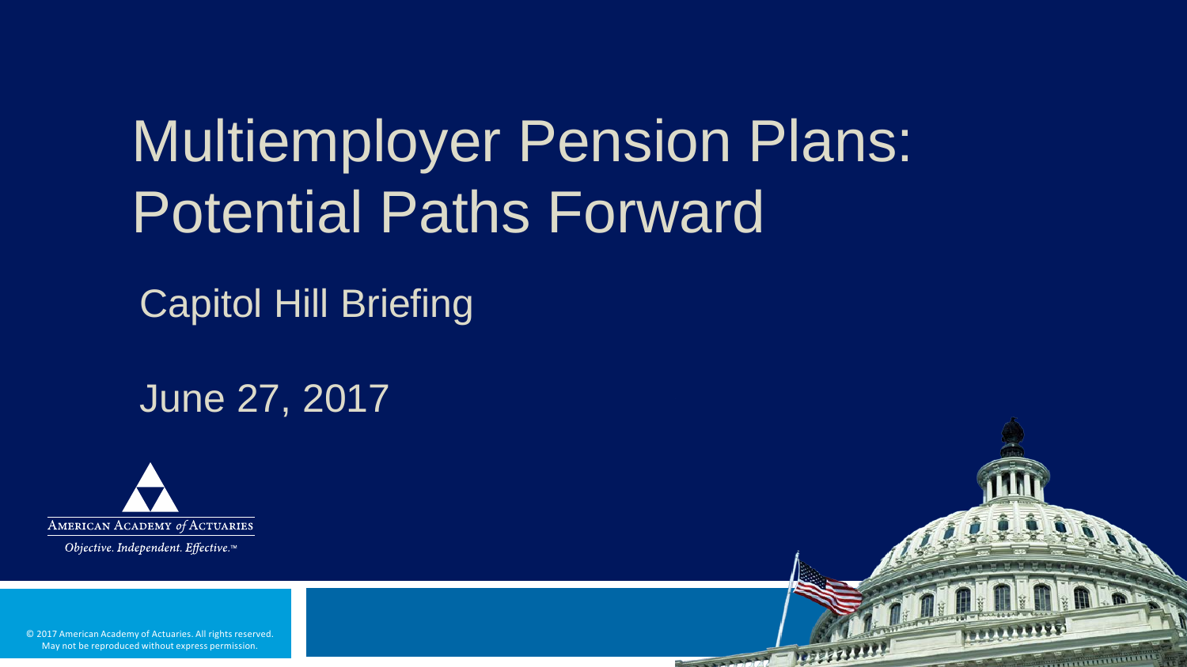# Multiemployer Pension Plans: Potential Paths Forward

## Capitol Hill Briefing

June 27, 2017

AMERICAN ACADEMY *of* ACTUARIES

*Objective. Independent. Effective.*™

© 2017 American Academy of Actuaries. All rights reserved.
May not be reproduced without express permission.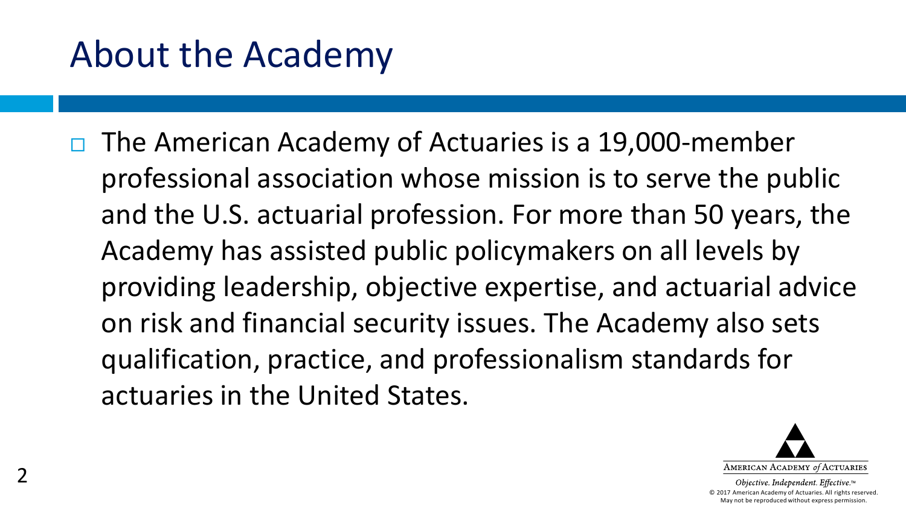# About the Academy

- The American Academy of Actuaries is a 19,000-member professional association whose mission is to serve the public and the U.S. actuarial profession. For more than 50 years, the Academy has assisted public policymakers on all levels by providing leadership, objective expertise, and actuarial advice on risk and financial security issues. The Academy also sets qualification, practice, and professionalism standards for actuaries in the United States.

American Academy *of* Actuaries

*Objective. Independent. Effective.*™

© 2017 American Academy of Actuaries. All rights reserved. May not be reproduced without express permission.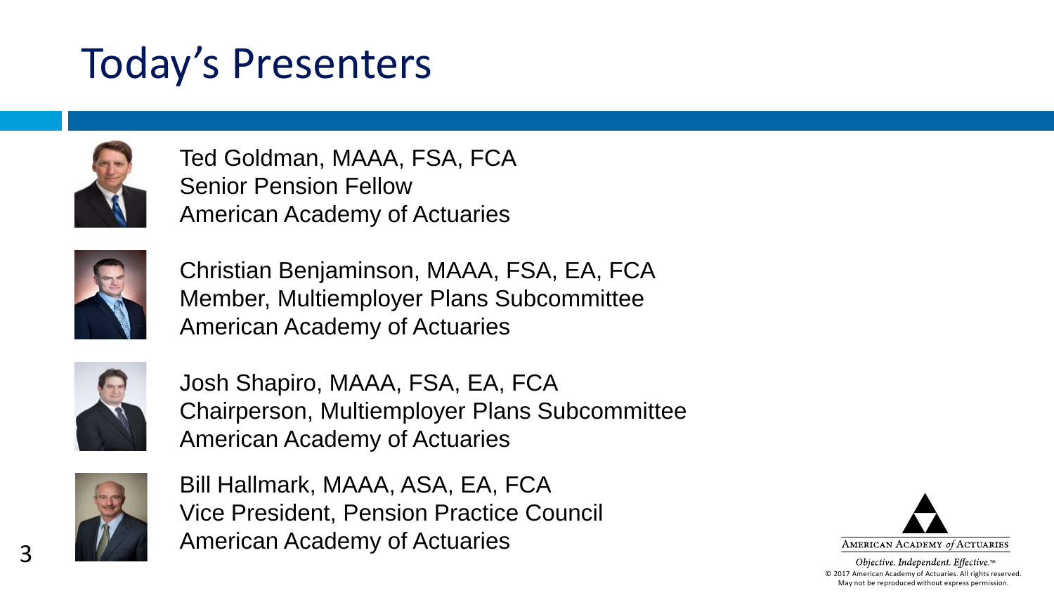# Today's Presenters

Ted Goldman, MAAA, FSA, FCA
Senior Pension Fellow
American Academy of Actuaries

Christian Benjaminson, MAAA, FSA, EA, FCA
Member, Multiemployer Plans Subcommittee
American Academy of Actuaries

Josh Shapiro, MAAA, FSA, EA, FCA
Chairperson, Multiemployer Plans Subcommittee
American Academy of Actuaries

Bill Hallmark, MAAA, ASA, EA, FCA
Vice President, Pension Practice Council
American Academy of Actuaries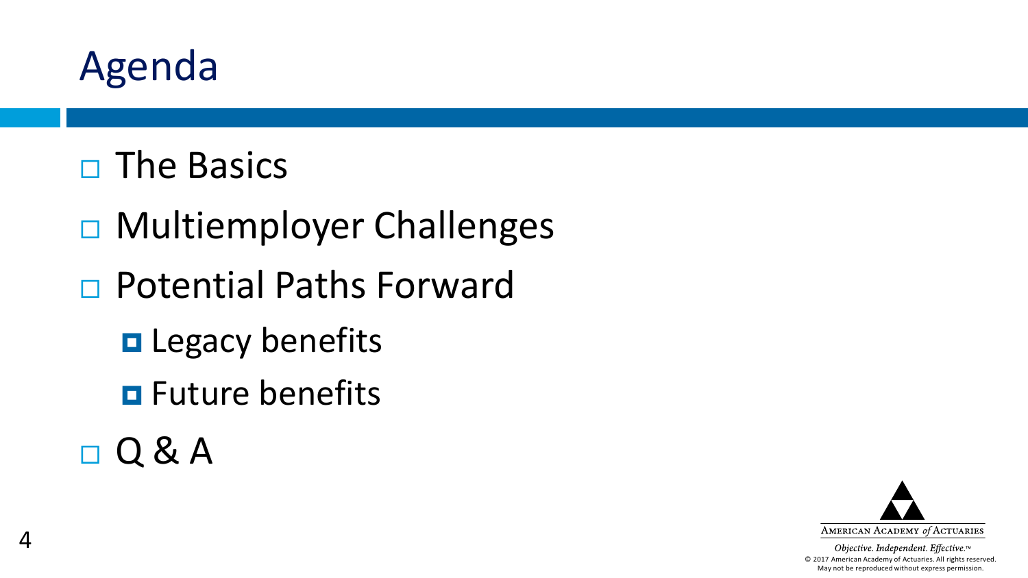# Agenda

- The Basics
- Multiemployer Challenges
- Potential Paths Forward
  - Legacy benefits
  - Future benefits
- Q & A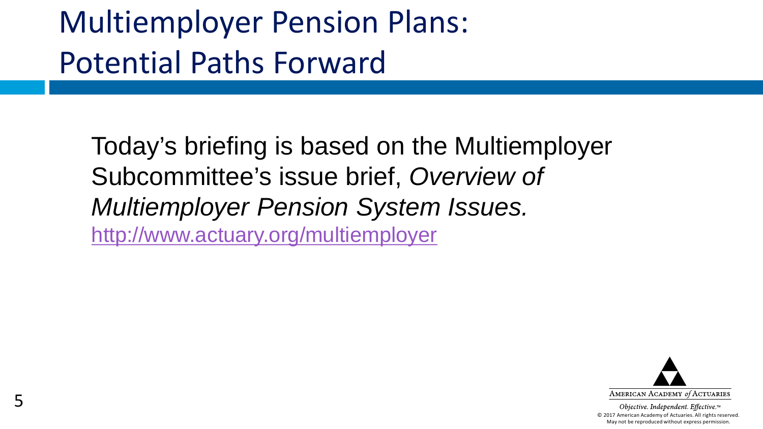# Multiemployer Pension Plans: Potential Paths Forward

Today's briefing is based on the Multiemployer Subcommittee's issue brief, *Overview of Multiemployer Pension System Issues.*
http://www.actuary.org/multiemployer

AMERICAN ACADEMY *of* ACTUARIES

*Objective. Independent. Effective.*™

© 2017 American Academy of Actuaries. All rights reserved. May not be reproduced without express permission.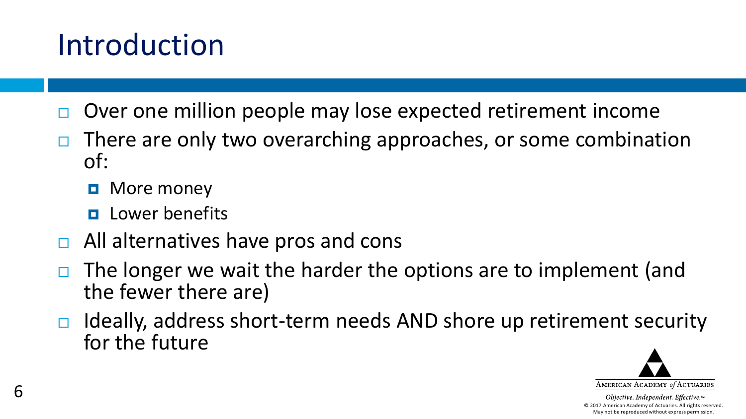# Introduction

- Over one million people may lose expected retirement income
- There are only two overarching approaches, or some combination of:
  - More money
  - Lower benefits
- All alternatives have pros and cons
- The longer we wait the harder the options are to implement (and the fewer there are)
- Ideally, address short-term needs AND shore up retirement security for the future

AMERICAN ACADEMY *of* ACTUARIES

*Objective. Independent. Effective.*™

© 2017 American Academy of Actuaries. All rights reserved. May not be reproduced without express permission.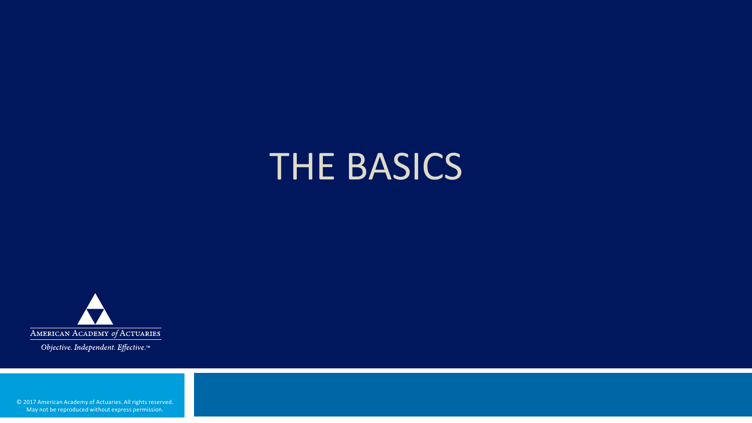# THE BASICS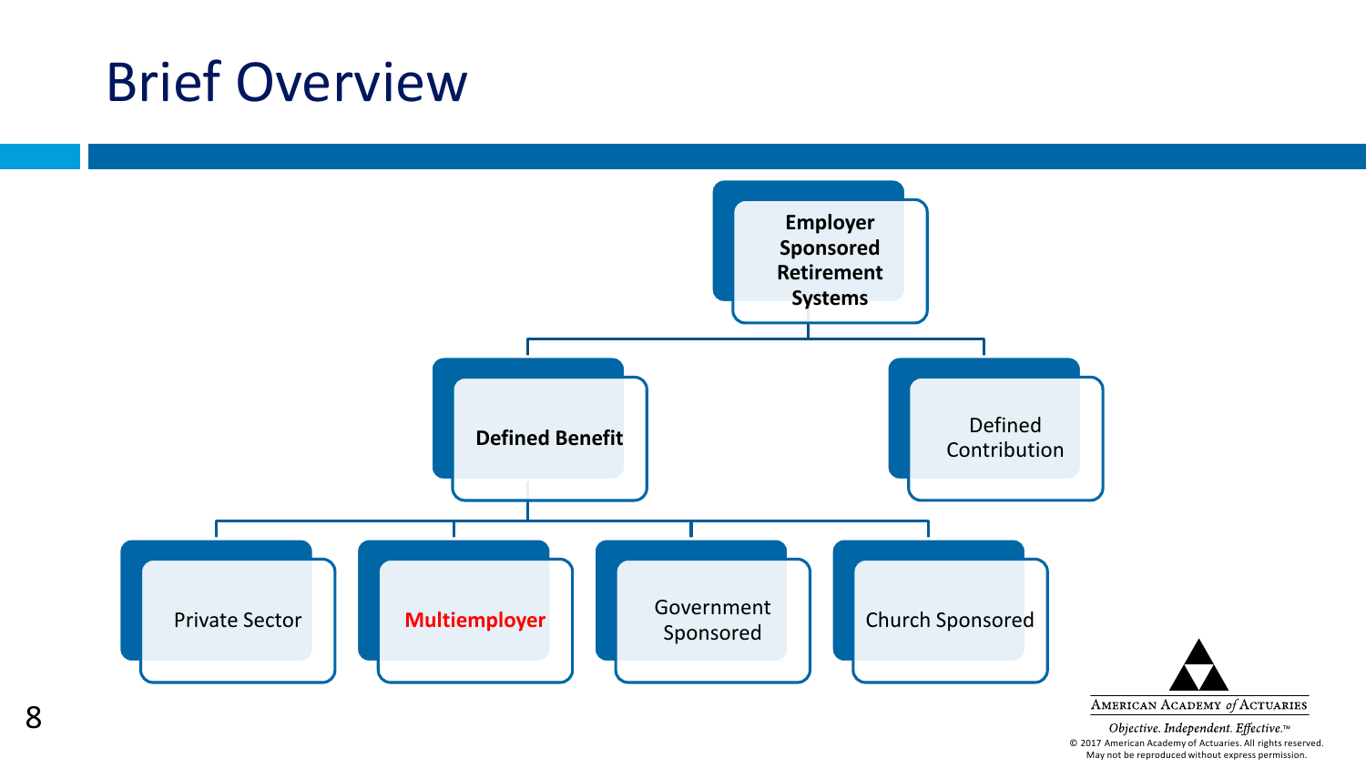# Brief Overview

- **Employer Sponsored Retirement Systems**
  - **Defined Benefit**
    - Private Sector
    - **Multiemployer**
    - Government Sponsored
    - Church Sponsored
  - Defined Contribution

American Academy *of* Actuaries

*Objective. Independent. Effective.*™

© 2017 American Academy of Actuaries. All rights reserved.
May not be reproduced without express permission.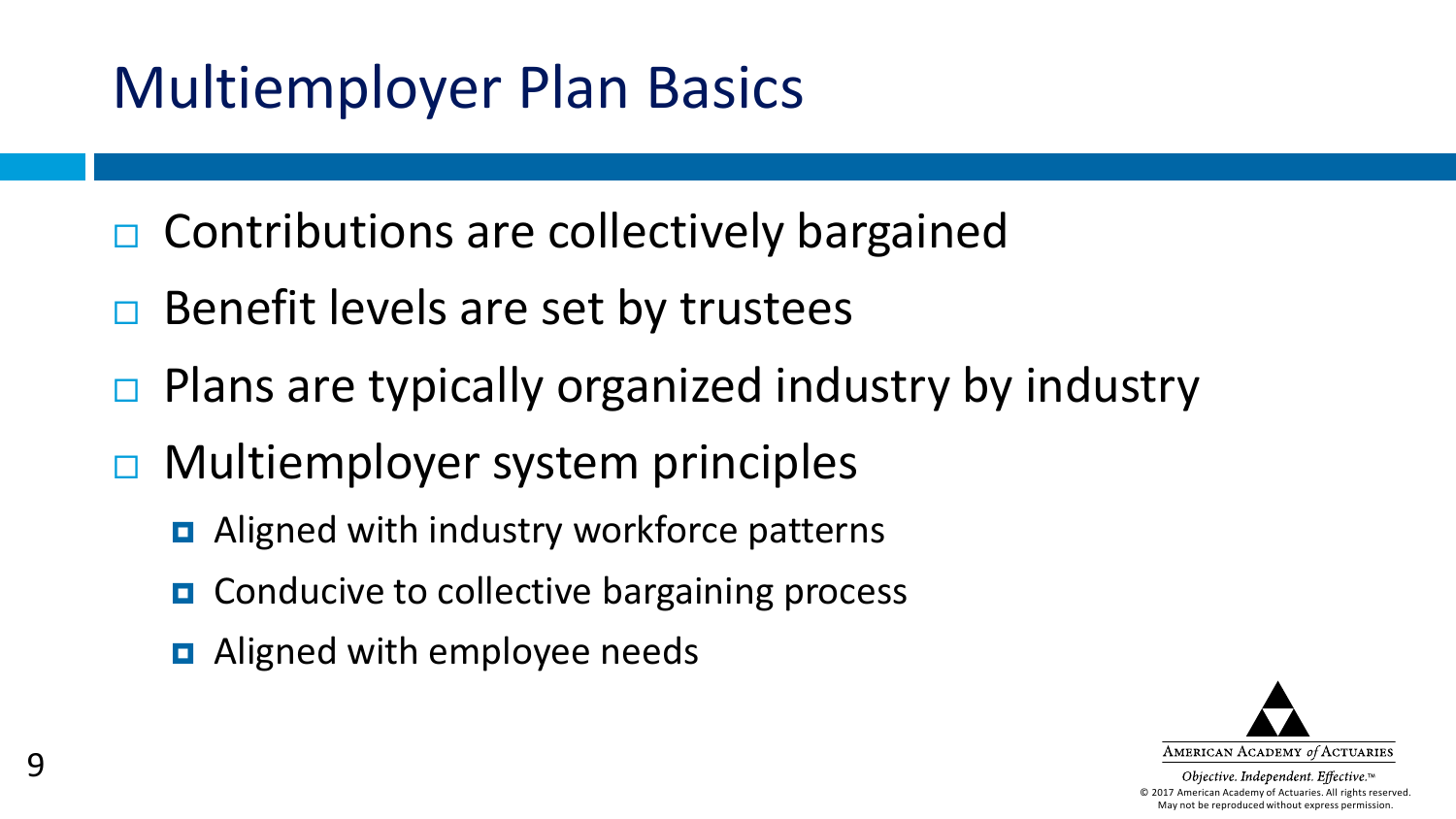# Multiemployer Plan Basics

- Contributions are collectively bargained
- Benefit levels are set by trustees
- Plans are typically organized industry by industry
- Multiemployer system principles
  - Aligned with industry workforce patterns
  - Conducive to collective bargaining process
  - Aligned with employee needs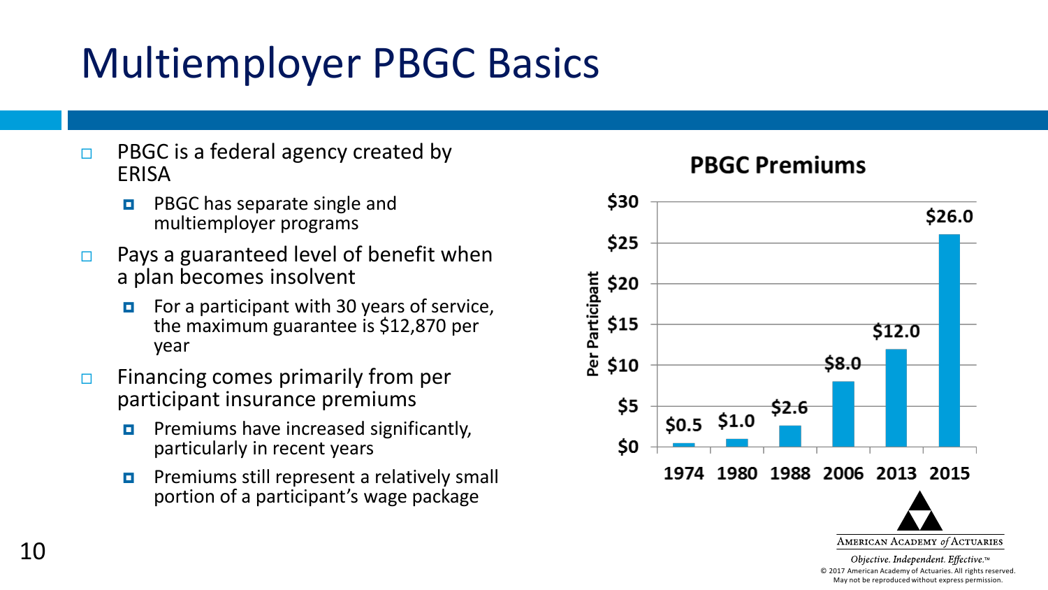# Multiemployer PBGC Basics

- PBGC is a federal agency created by ERISA
  - PBGC has separate single and multiemployer programs
- Pays a guaranteed level of benefit when a plan becomes insolvent
  - For a participant with 30 years of service, the maximum guarantee is $12,870 per year
- Financing comes primarily from per participant insurance premiums
  - Premiums have increased significantly, particularly in recent years
  - Premiums still represent a relatively small portion of a participant's wage package

**PBGC Premiums**

| Year | Per Participant |
|---|---|
| 1974 | $0.5 |
| 1980 | $1.0 |
| 1988 | $2.6 |
| 2006 | $8.0 |
| 2013 | $12.0 |
| 2015 | $26.0 |

American Academy *of* Actuaries

*Objective. Independent. Effective.*™

© 2017 American Academy of Actuaries. All rights reserved. May not be reproduced without express permission.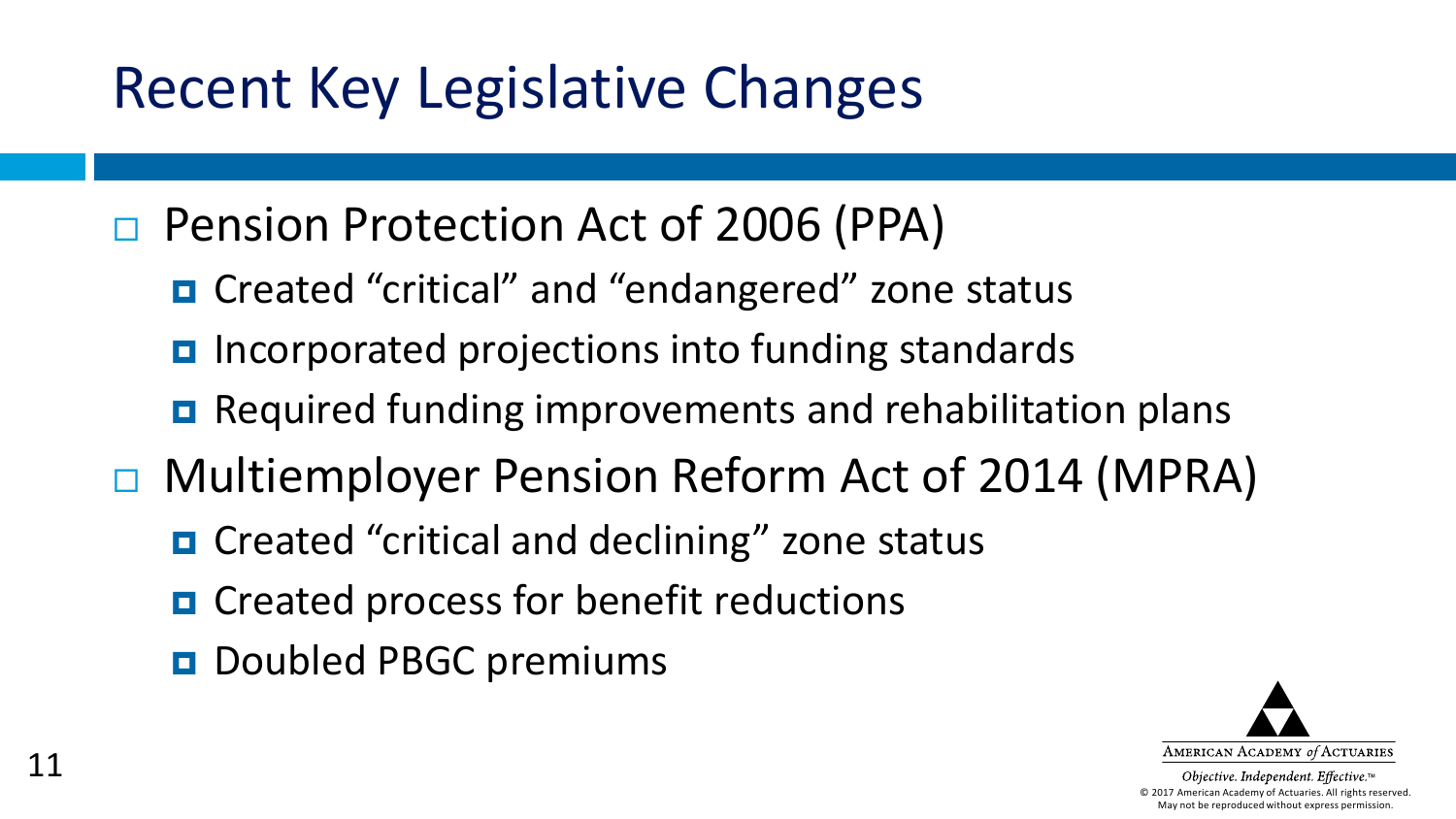# Recent Key Legislative Changes

- Pension Protection Act of 2006 (PPA)
  - Created “critical” and “endangered” zone status
  - Incorporated projections into funding standards
  - Required funding improvements and rehabilitation plans
- Multiemployer Pension Reform Act of 2014 (MPRA)
  - Created “critical and declining” zone status
  - Created process for benefit reductions
  - Doubled PBGC premiums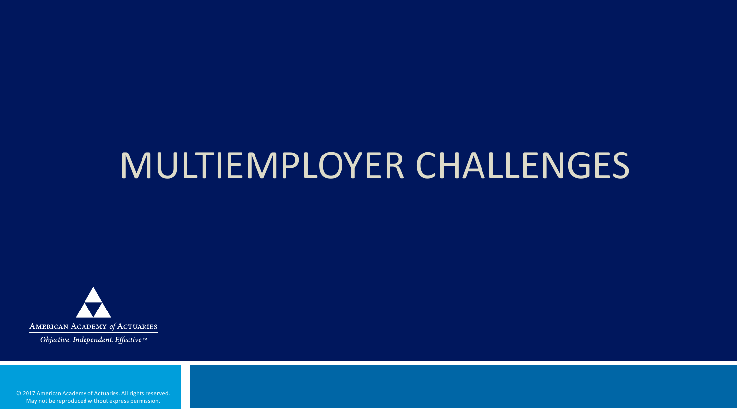# MULTIEMPLOYER CHALLENGES

AMERICAN ACADEMY *of* ACTUARIES

*Objective. Independent. Effective.™*

© 2017 American Academy of Actuaries. All rights reserved.
May not be reproduced without express permission.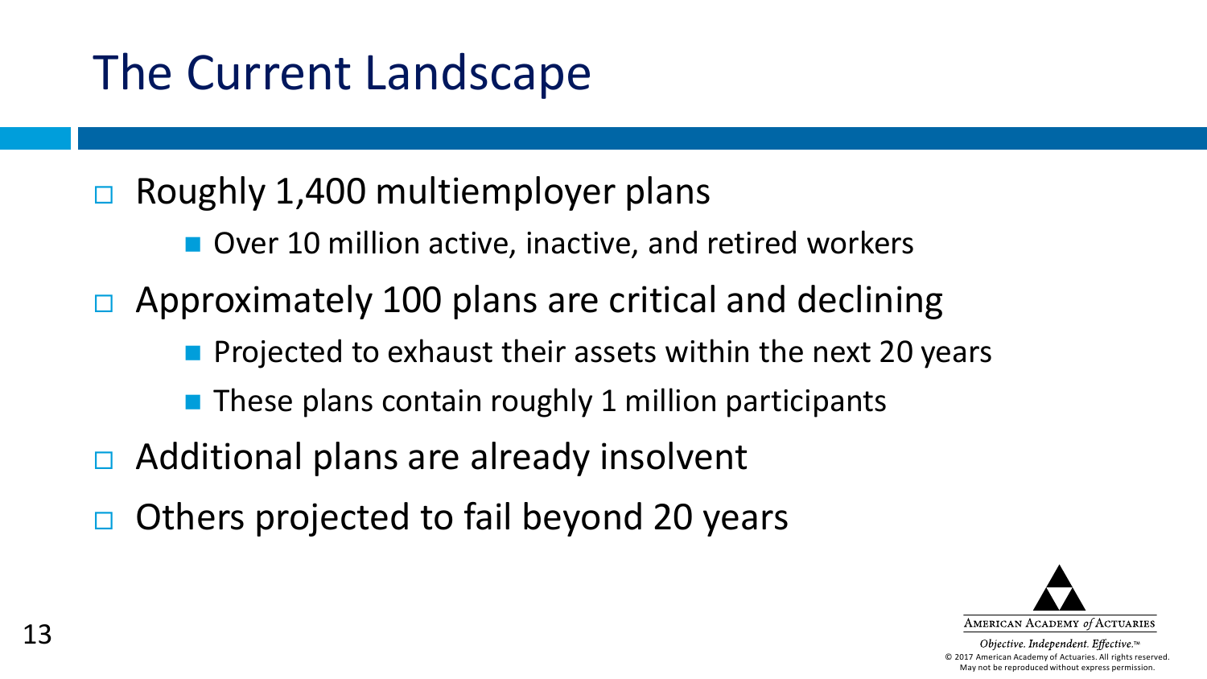# The Current Landscape

- Roughly 1,400 multiemployer plans
  - Over 10 million active, inactive, and retired workers
- Approximately 100 plans are critical and declining
  - Projected to exhaust their assets within the next 20 years
  - These plans contain roughly 1 million participants
- Additional plans are already insolvent
- Others projected to fail beyond 20 years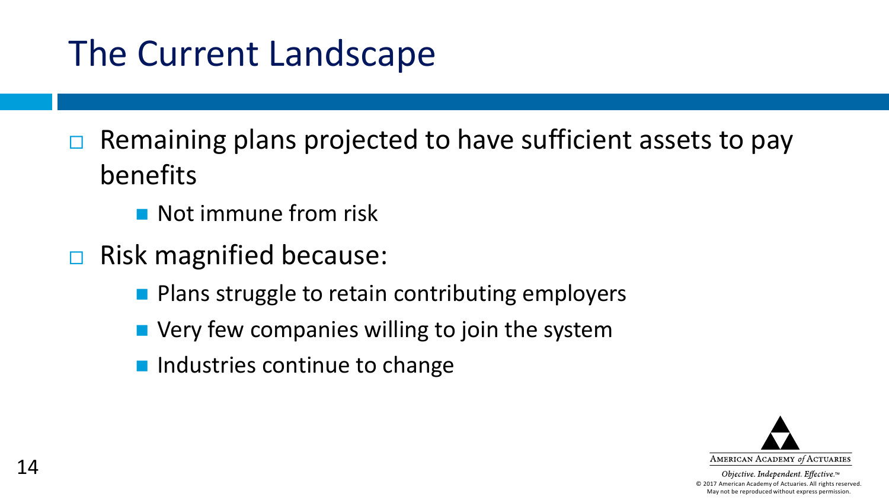# The Current Landscape

- Remaining plans projected to have sufficient assets to pay benefits
  - Not immune from risk
- Risk magnified because:
  - Plans struggle to retain contributing employers
  - Very few companies willing to join the system
  - Industries continue to change

American Academy *of* Actuaries

*Objective. Independent. Effective.*™

© 2017 American Academy of Actuaries. All rights reserved. May not be reproduced without express permission.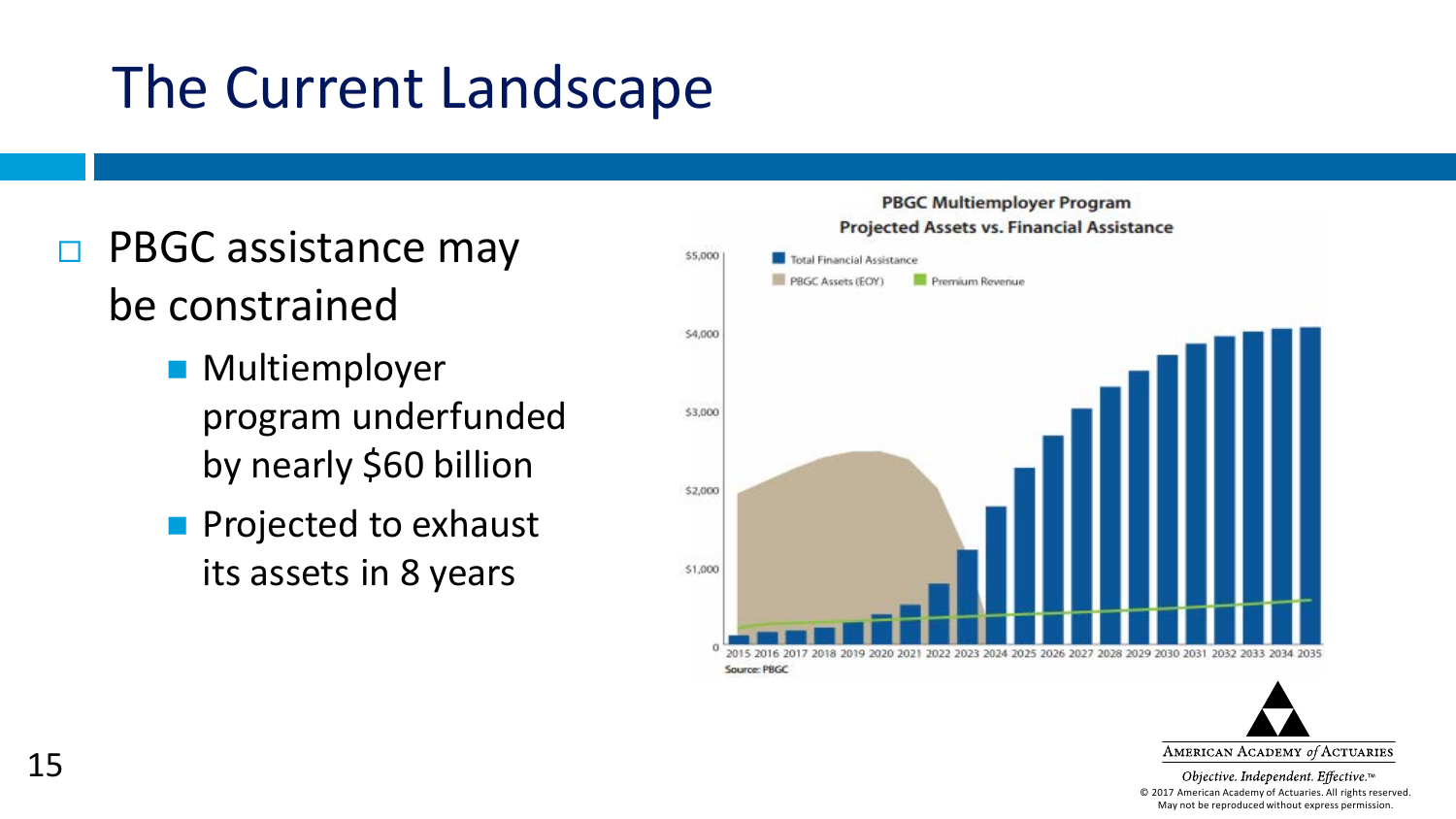# The Current Landscape

- PBGC assistance may be constrained
  - Multiemployer program underfunded by nearly $60 billion
  - Projected to exhaust its assets in 8 years

**PBGC Multiemployer Program**
**Projected Assets vs. Financial Assistance**

Total Financial Assistance | PBGC Assets (EOY) | Premium Revenue

$5,000 | $4,000 | $3,000 | $2,000 | $1,000 | 0

2015 2016 2017 2018 2019 2020 2021 2022 2023 2024 2025 2026 2027 2028 2029 2030 2031 2032 2033 2034 2035

Source: PBGC

AMERICAN ACADEMY *of* ACTUARIES

*Objective. Independent. Effective.*™

© 2017 American Academy of Actuaries. All rights reserved. May not be reproduced without express permission.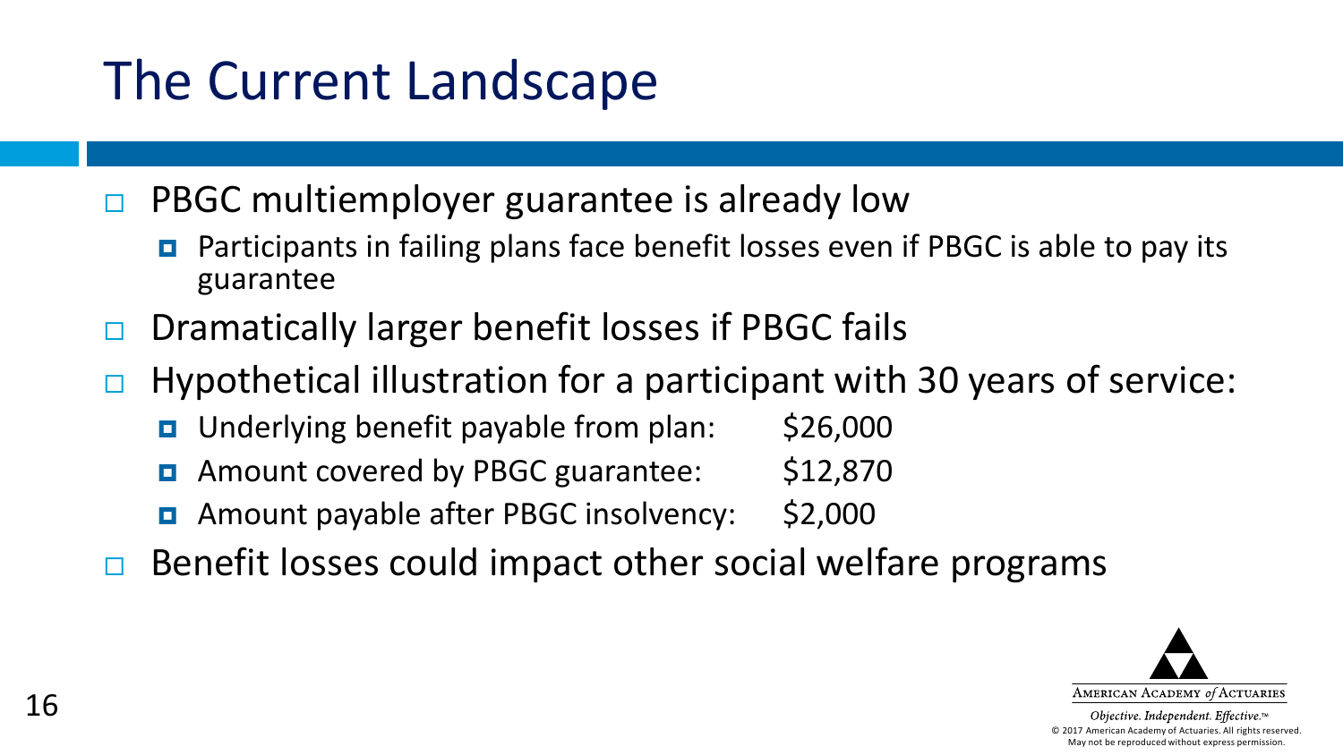# The Current Landscape

- PBGC multiemployer guarantee is already low
  - Participants in failing plans face benefit losses even if PBGC is able to pay its guarantee
- Dramatically larger benefit losses if PBGC fails
- Hypothetical illustration for a participant with 30 years of service:
  - Underlying benefit payable from plan: $26,000
  - Amount covered by PBGC guarantee: $12,870
  - Amount payable after PBGC insolvency: $2,000
- Benefit losses could impact other social welfare programs

AMERICAN ACADEMY *of* ACTUARIES

*Objective. Independent. Effective.*™

© 2017 American Academy of Actuaries. All rights reserved. May not be reproduced without express permission.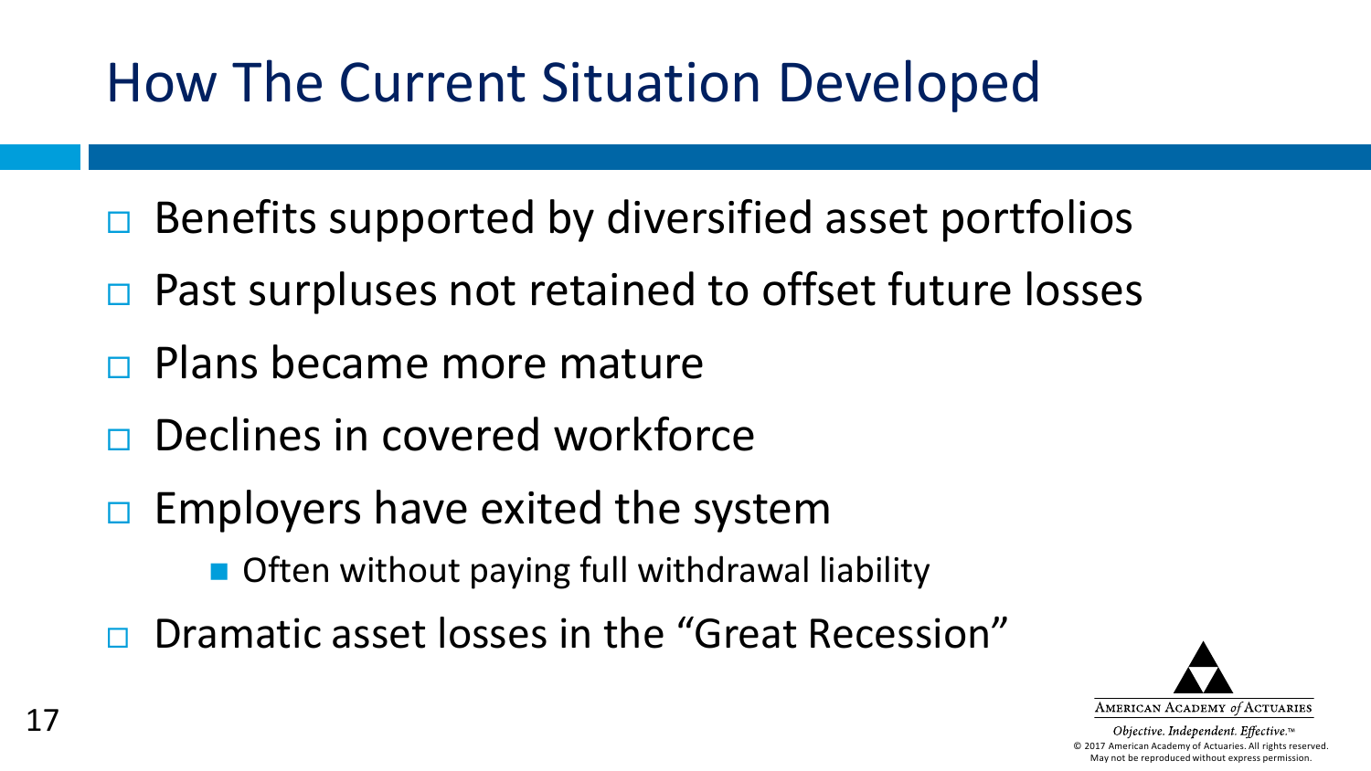# How The Current Situation Developed

- Benefits supported by diversified asset portfolios
- Past surpluses not retained to offset future losses
- Plans became more mature
- Declines in covered workforce
- Employers have exited the system
  - Often without paying full withdrawal liability
- Dramatic asset losses in the "Great Recession"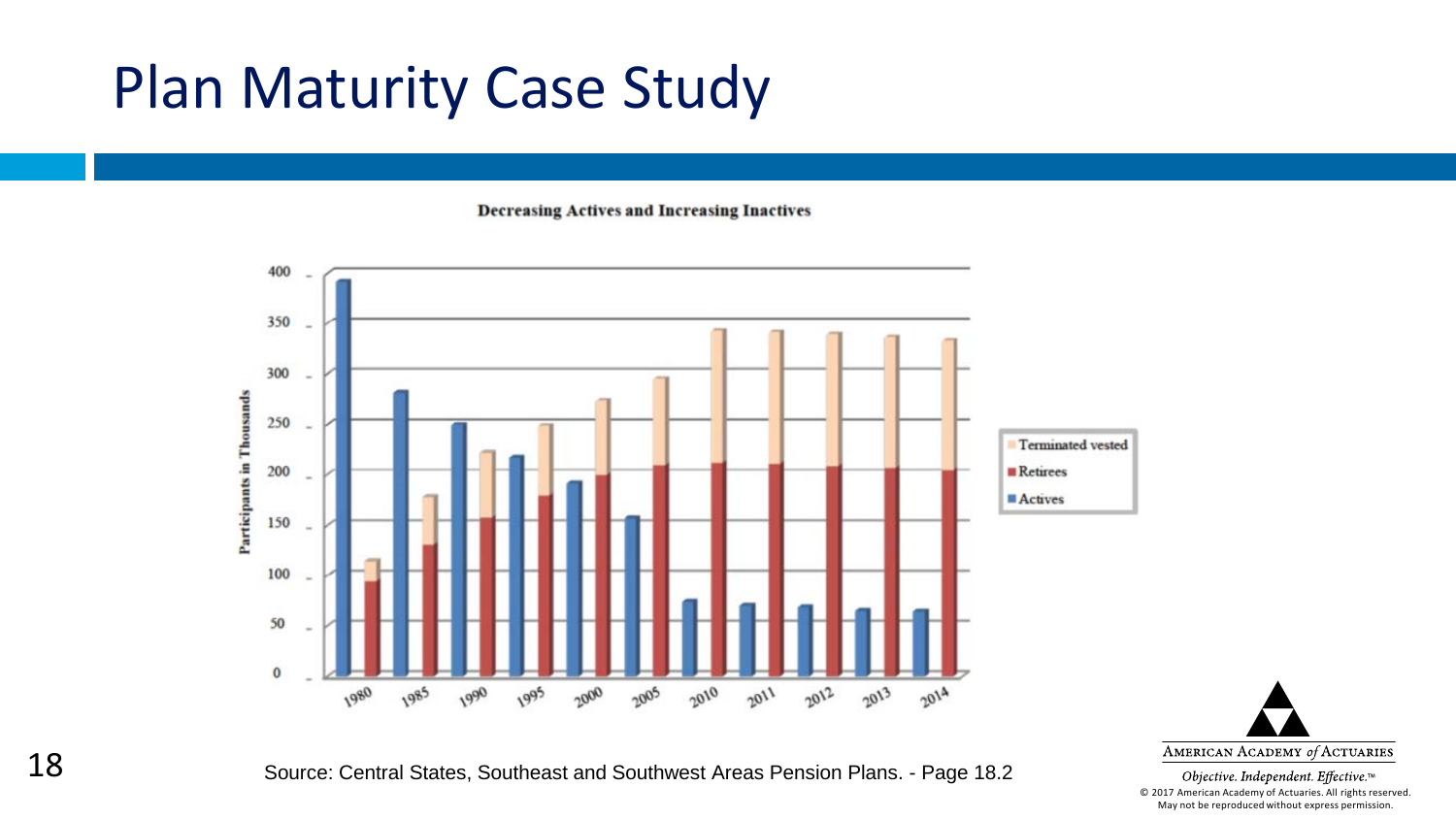# Plan Maturity Case Study

**Decreasing Actives and Increasing Inactives**

Participants in Thousands

- Terminated vested
- Retirees
- Actives

1980, 1985, 1990, 1995, 2000, 2005, 2010, 2011, 2012, 2013, 2014

Source: Central States, Southeast and Southwest Areas Pension Plans. - Page 18.2

American Academy *of* Actuaries

*Objective. Independent. Effective.*™

© 2017 American Academy of Actuaries. All rights reserved. May not be reproduced without express permission.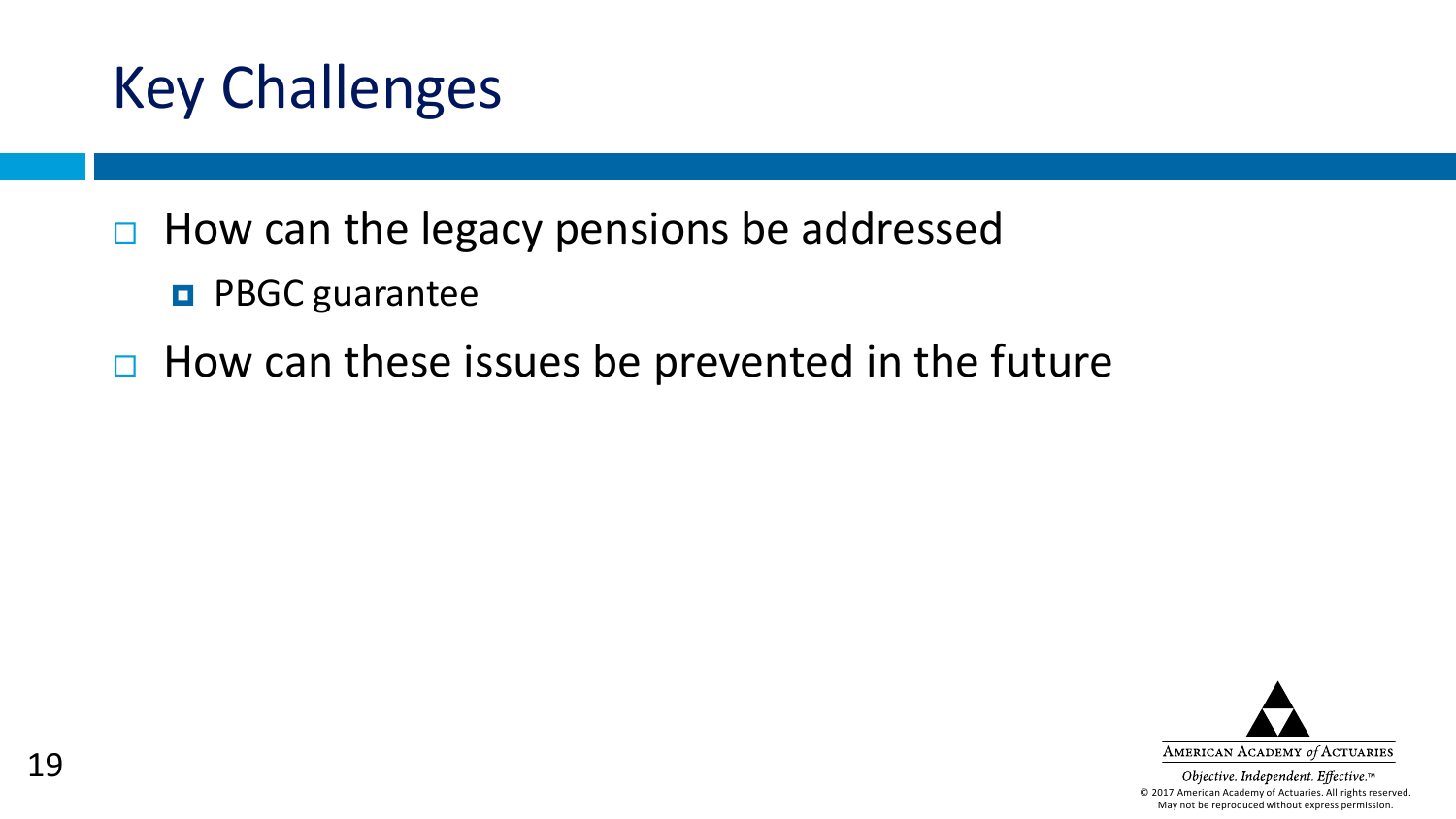# Key Challenges

- How can the legacy pensions be addressed
  - PBGC guarantee
- How can these issues be prevented in the future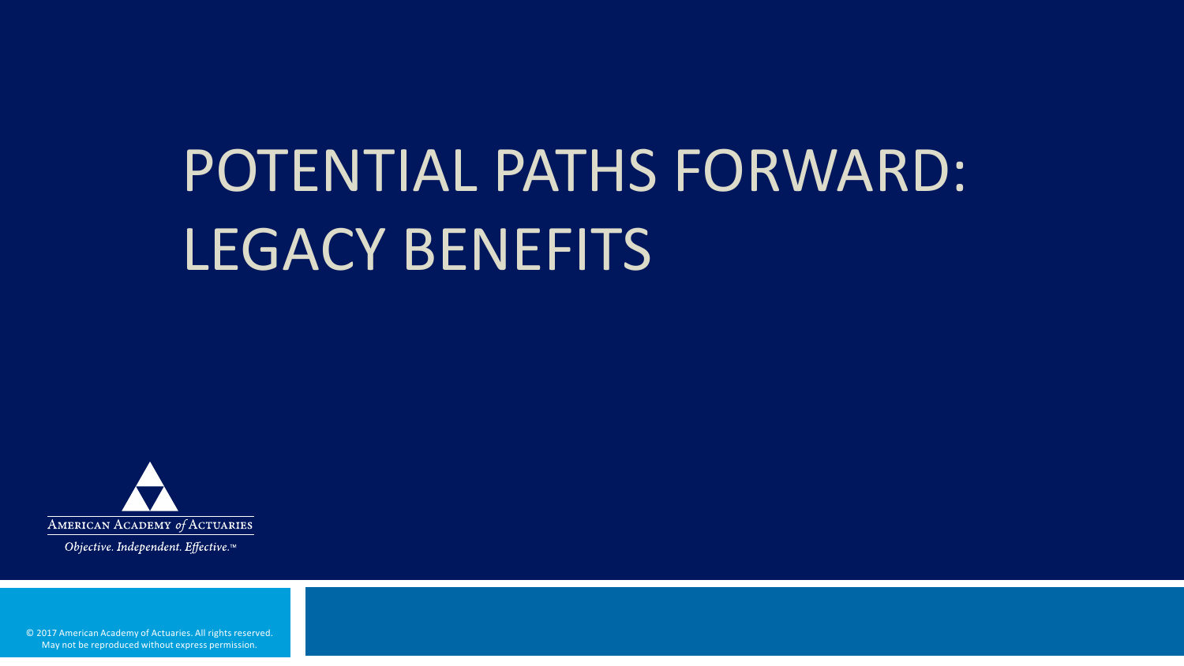# POTENTIAL PATHS FORWARD: LEGACY BENEFITS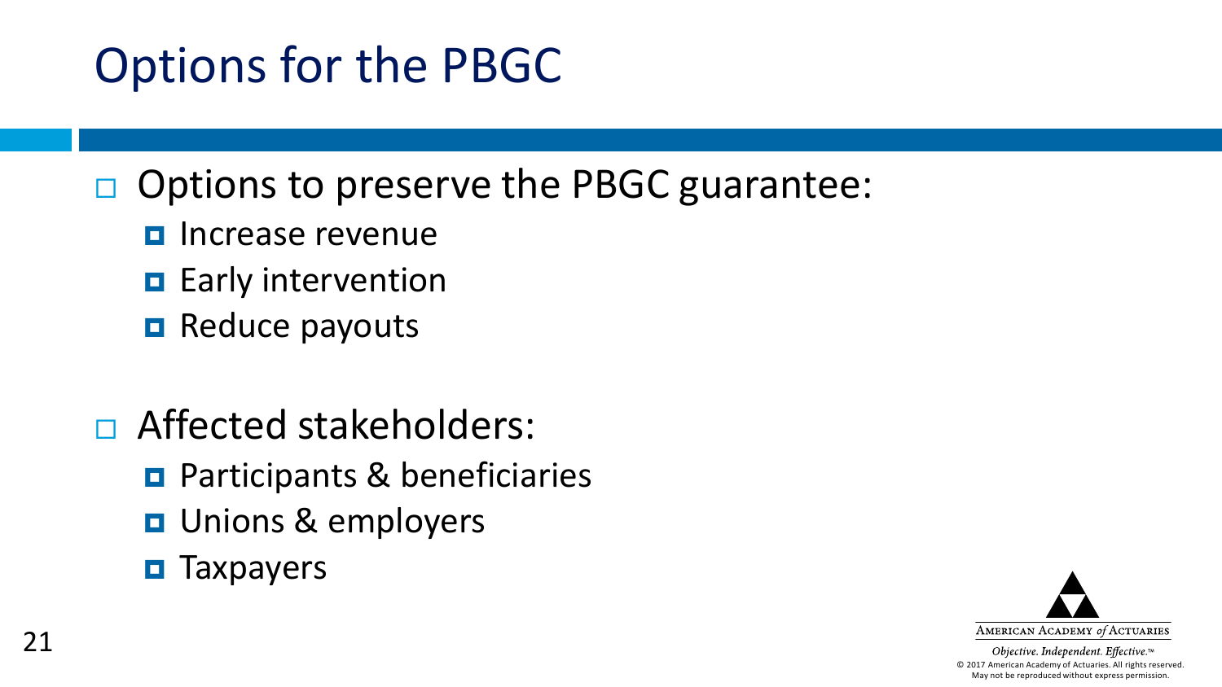# Options for the PBGC

- Options to preserve the PBGC guarantee:
  - Increase revenue
  - Early intervention
  - Reduce payouts

- Affected stakeholders:
  - Participants & beneficiaries
  - Unions & employers
  - Taxpayers

AMERICAN ACADEMY *of* ACTUARIES

*Objective. Independent. Effective.™*

© 2017 American Academy of Actuaries. All rights reserved. May not be reproduced without express permission.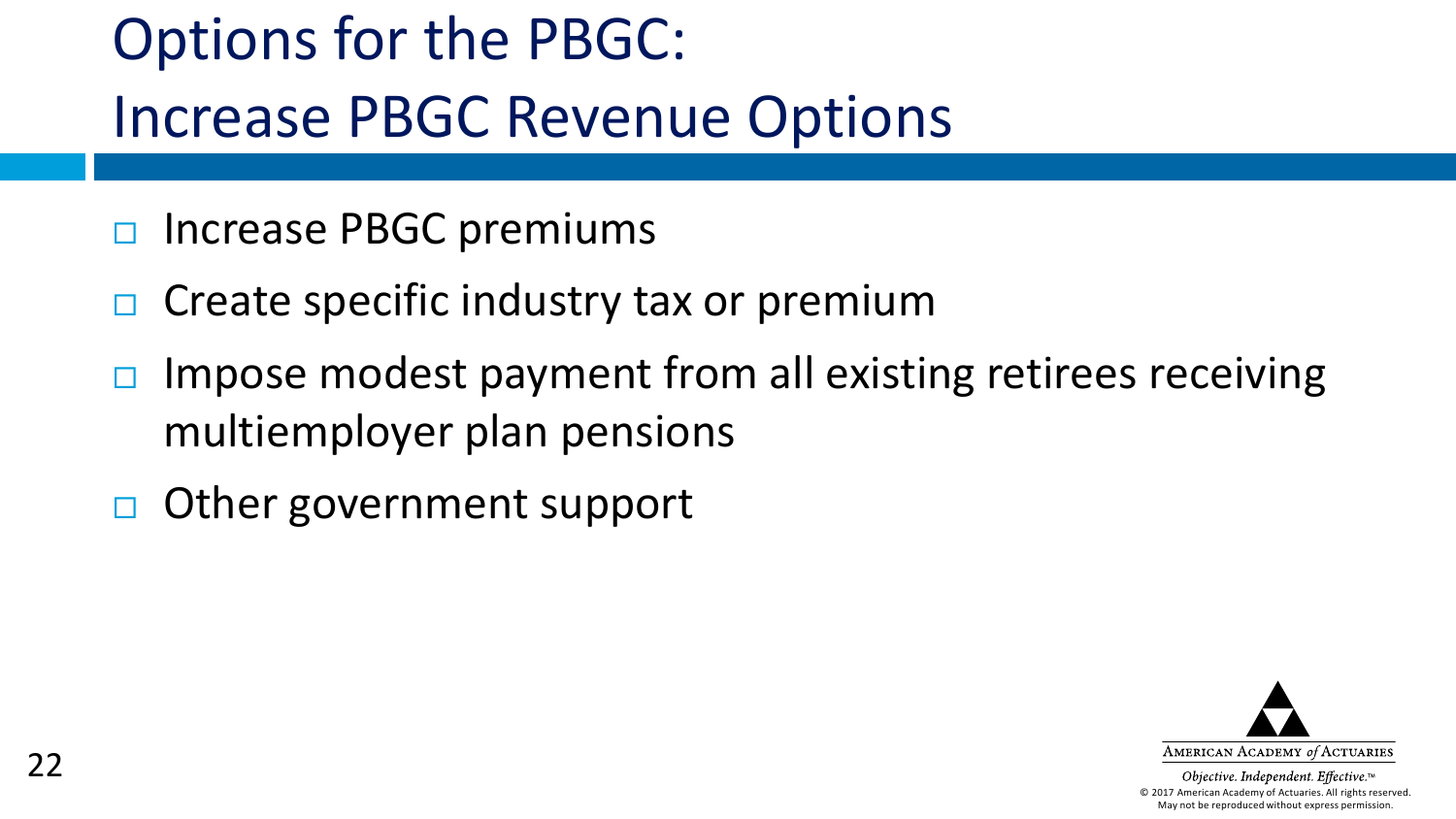# Options for the PBGC: Increase PBGC Revenue Options

- Increase PBGC premiums
- Create specific industry tax or premium
- Impose modest payment from all existing retirees receiving multiemployer plan pensions
- Other government support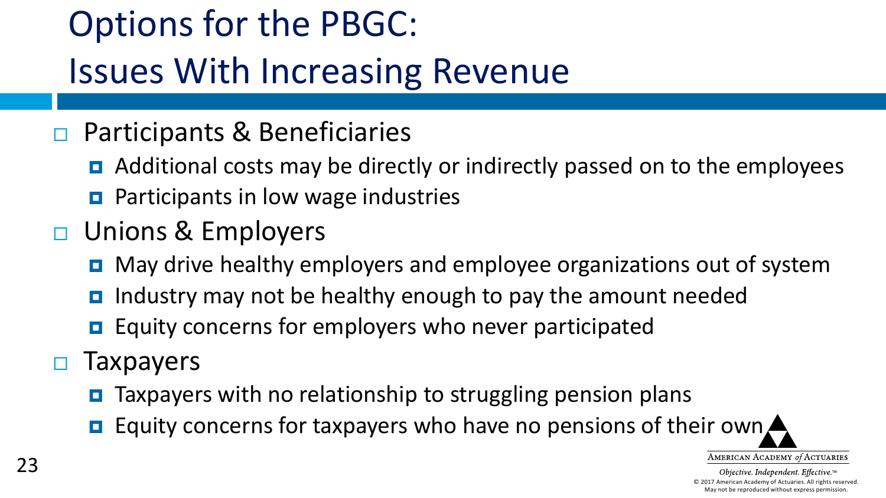# Options for the PBGC: Issues With Increasing Revenue

- Participants & Beneficiaries
  - Additional costs may be directly or indirectly passed on to the employees
  - Participants in low wage industries
- Unions & Employers
  - May drive healthy employers and employee organizations out of system
  - Industry may not be healthy enough to pay the amount needed
  - Equity concerns for employers who never participated
- Taxpayers
  - Taxpayers with no relationship to struggling pension plans
  - Equity concerns for taxpayers who have no pensions of their own

American Academy *of* Actuaries

*Objective. Independent. Effective.*™

© 2017 American Academy of Actuaries. All rights reserved. May not be reproduced without express permission.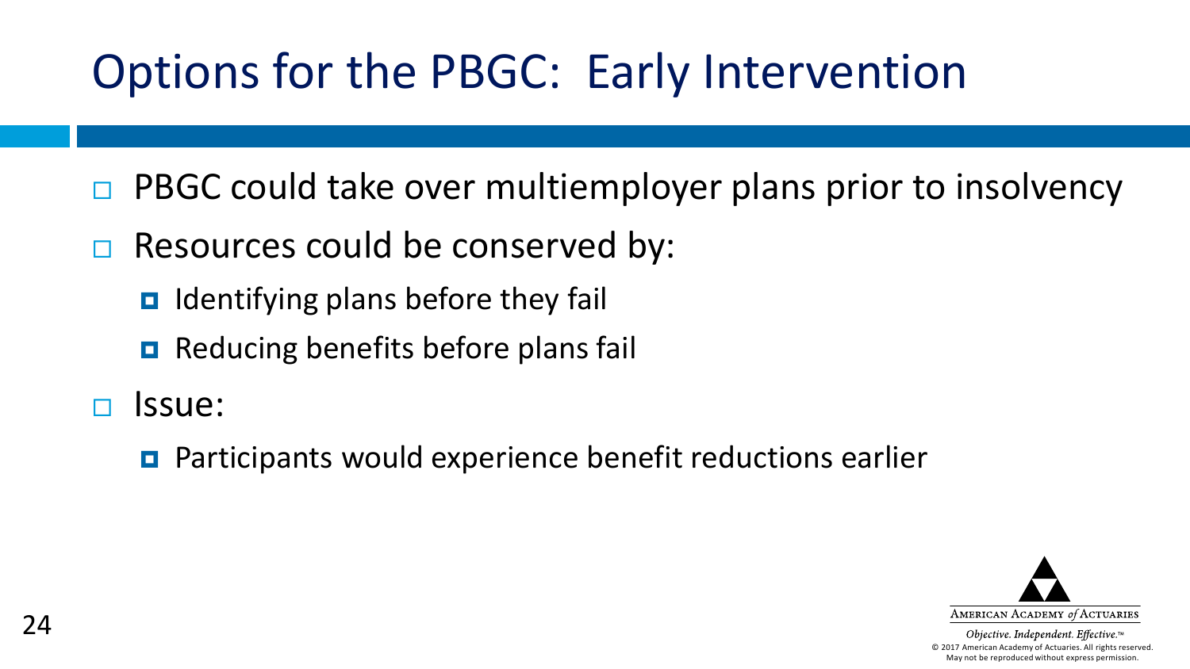# Options for the PBGC: Early Intervention

- PBGC could take over multiemployer plans prior to insolvency
- Resources could be conserved by:
  - Identifying plans before they fail
  - Reducing benefits before plans fail
- Issue:
  - Participants would experience benefit reductions earlier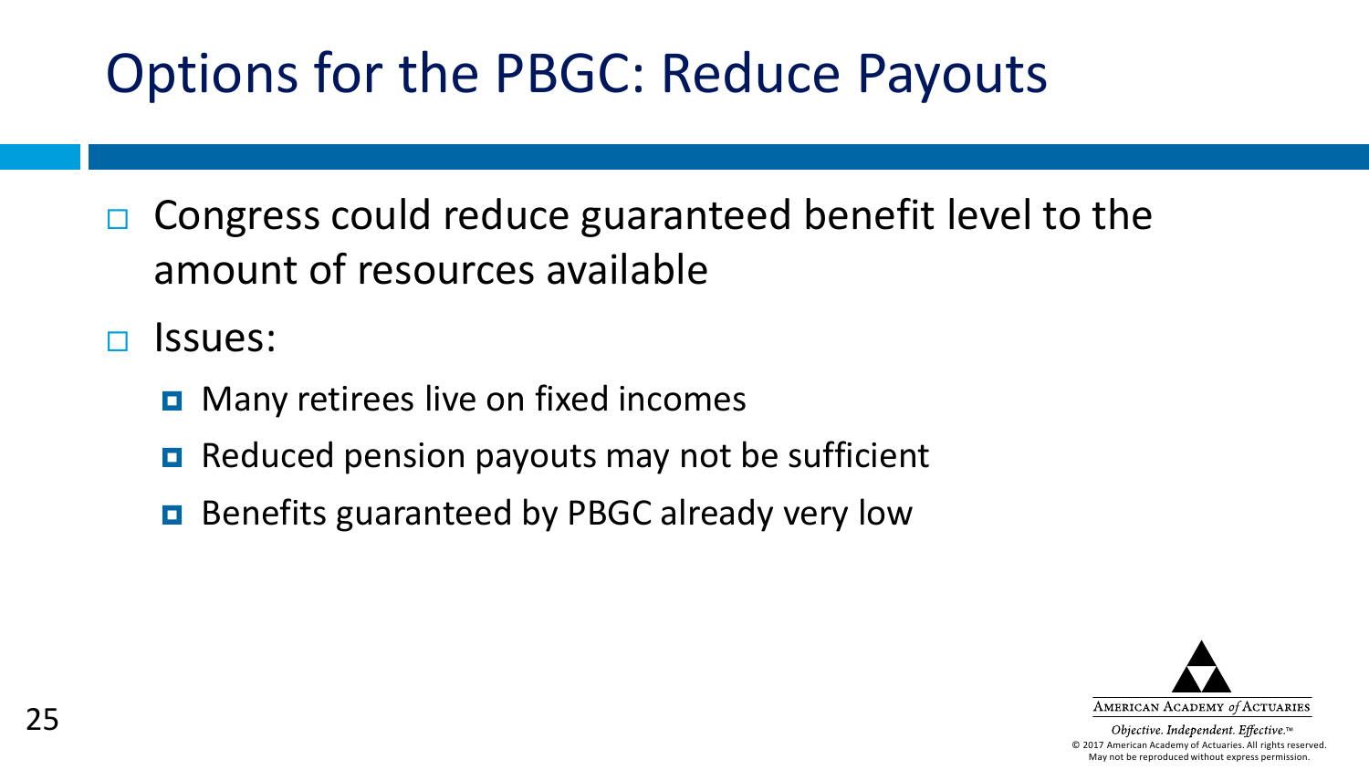# Options for the PBGC: Reduce Payouts

- Congress could reduce guaranteed benefit level to the amount of resources available
- Issues:
  - Many retirees live on fixed incomes
  - Reduced pension payouts may not be sufficient
  - Benefits guaranteed by PBGC already very low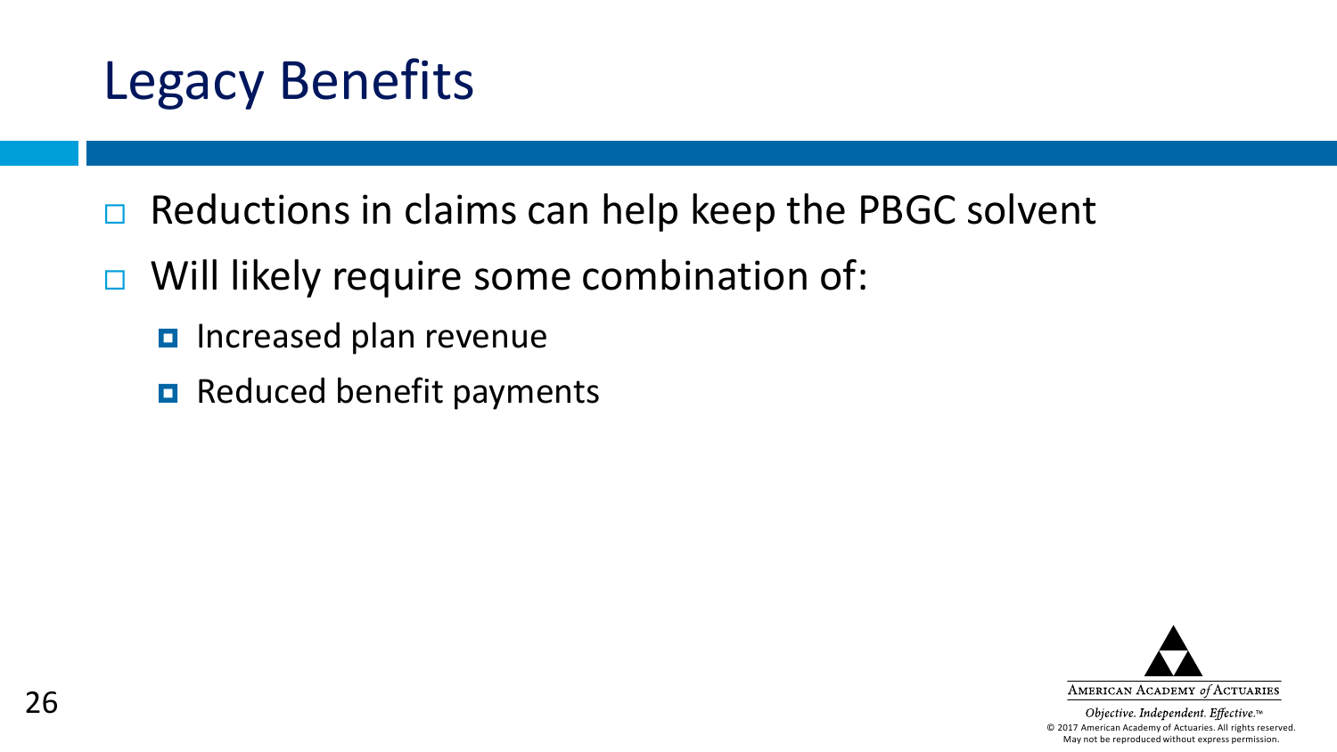# Legacy Benefits

- Reductions in claims can help keep the PBGC solvent
- Will likely require some combination of:
  - Increased plan revenue
  - Reduced benefit payments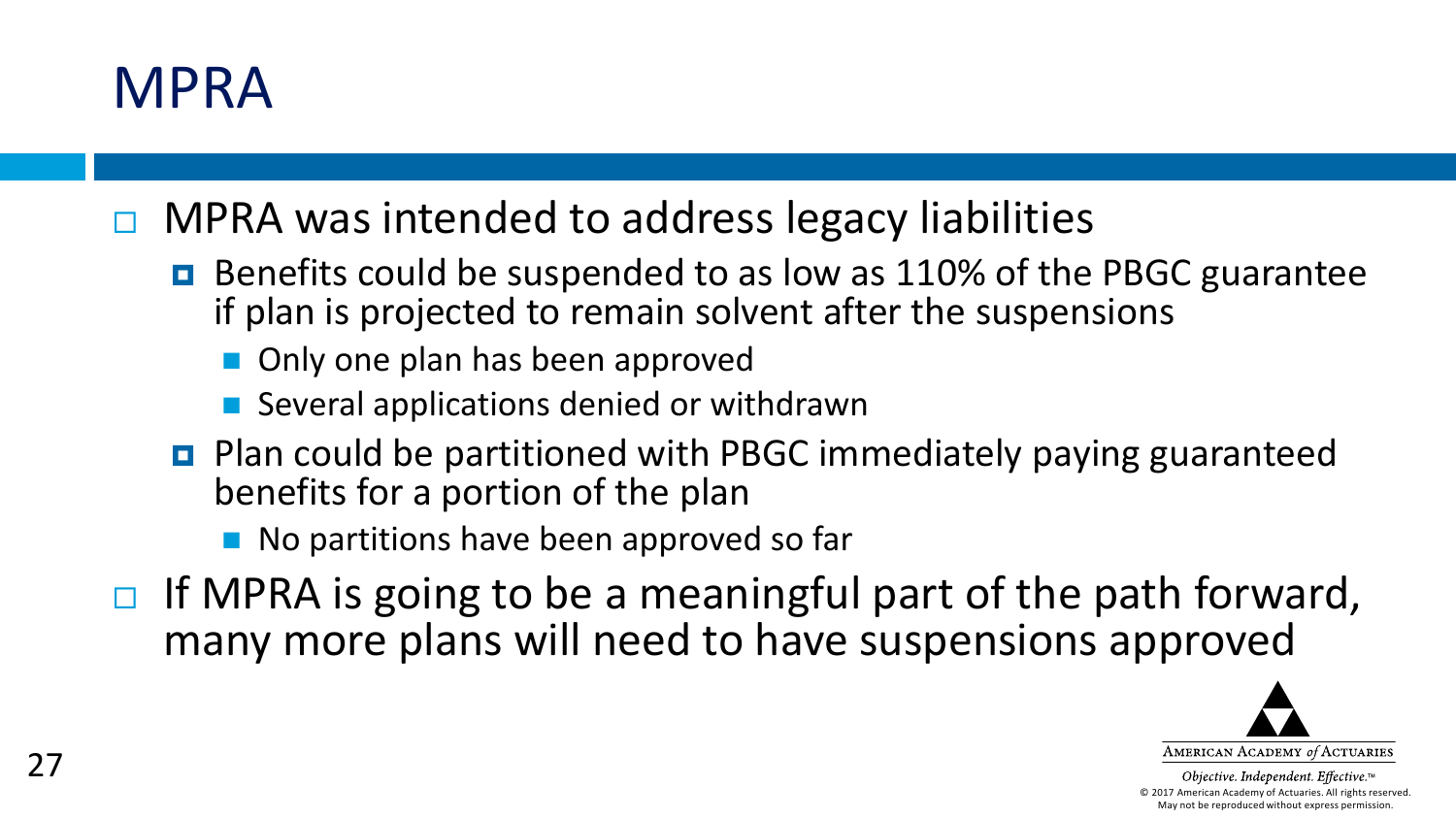# MPRA

- MPRA was intended to address legacy liabilities
  - Benefits could be suspended to as low as 110% of the PBGC guarantee if plan is projected to remain solvent after the suspensions
    - Only one plan has been approved
    - Several applications denied or withdrawn
  - Plan could be partitioned with PBGC immediately paying guaranteed benefits for a portion of the plan
    - No partitions have been approved so far
- If MPRA is going to be a meaningful part of the path forward, many more plans will need to have suspensions approved

AMERICAN ACADEMY *of* ACTUARIES

*Objective. Independent. Effective.*™

© 2017 American Academy of Actuaries. All rights reserved. May not be reproduced without express permission.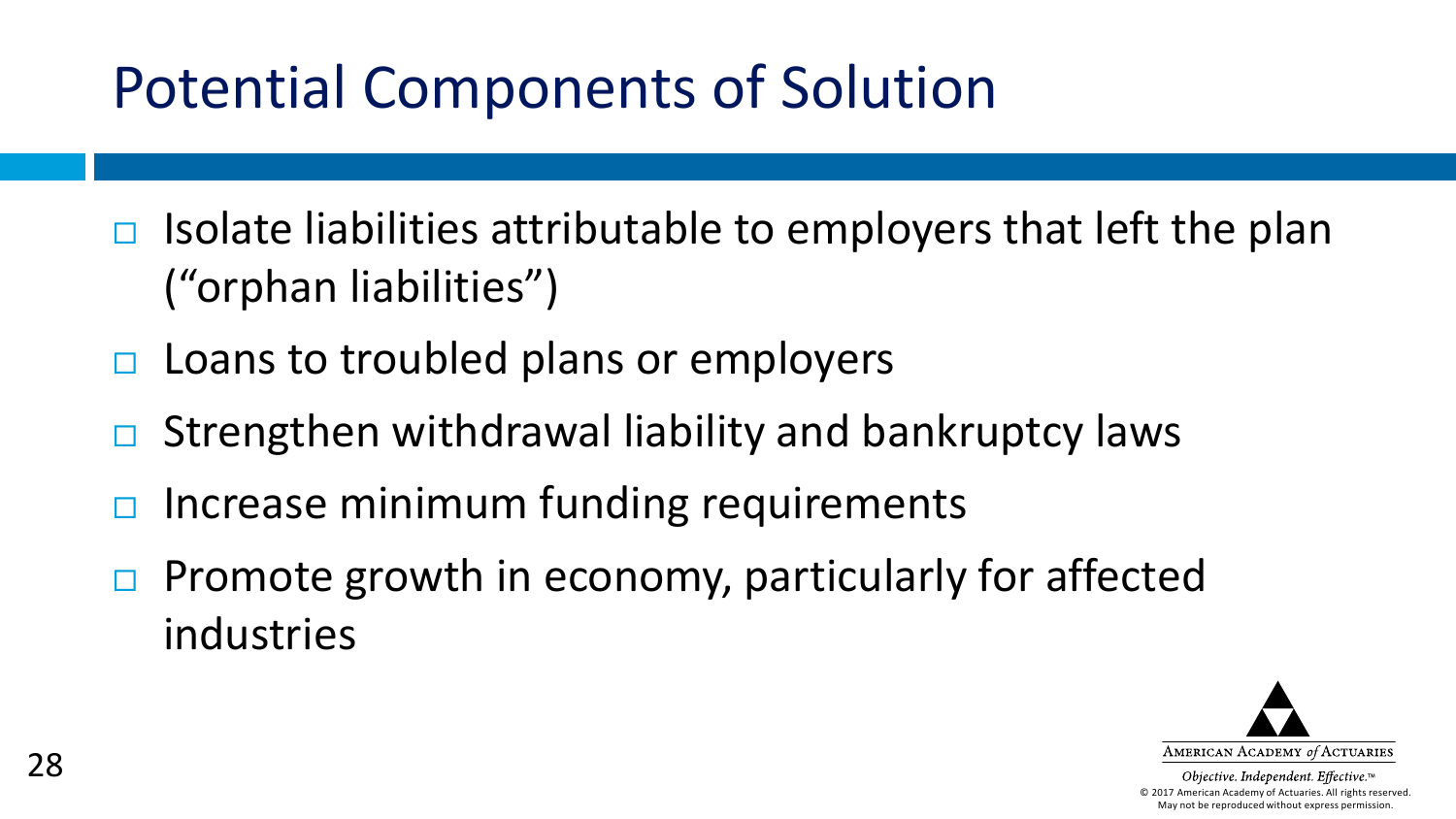# Potential Components of Solution

- Isolate liabilities attributable to employers that left the plan ("orphan liabilities")
- Loans to troubled plans or employers
- Strengthen withdrawal liability and bankruptcy laws
- Increase minimum funding requirements
- Promote growth in economy, particularly for affected industries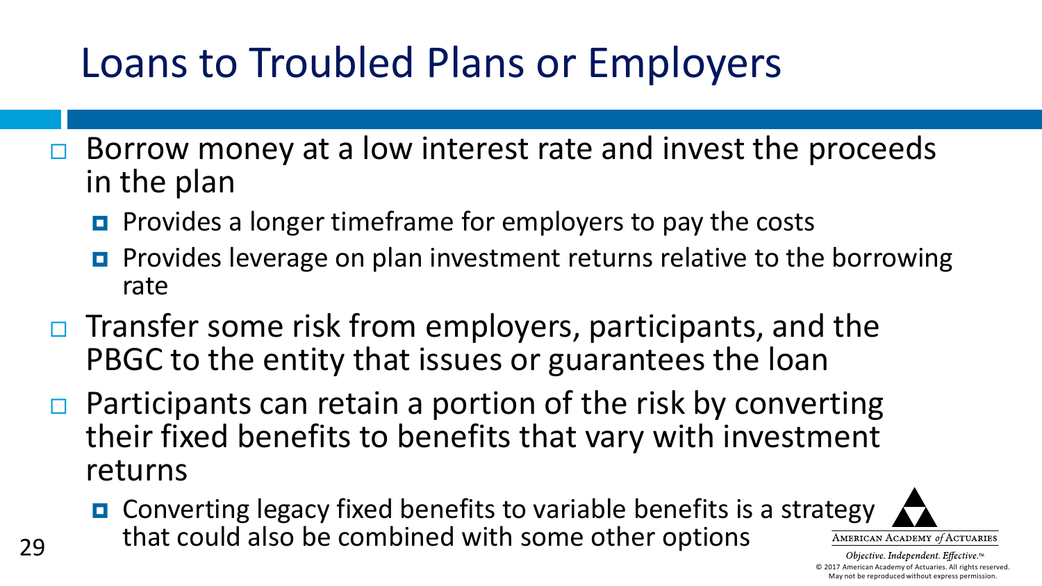# Loans to Troubled Plans or Employers

- Borrow money at a low interest rate and invest the proceeds in the plan
  - Provides a longer timeframe for employers to pay the costs
  - Provides leverage on plan investment returns relative to the borrowing rate
- Transfer some risk from employers, participants, and the PBGC to the entity that issues or guarantees the loan
- Participants can retain a portion of the risk by converting their fixed benefits to benefits that vary with investment returns
  - Converting legacy fixed benefits to variable benefits is a strategy that could also be combined with some other options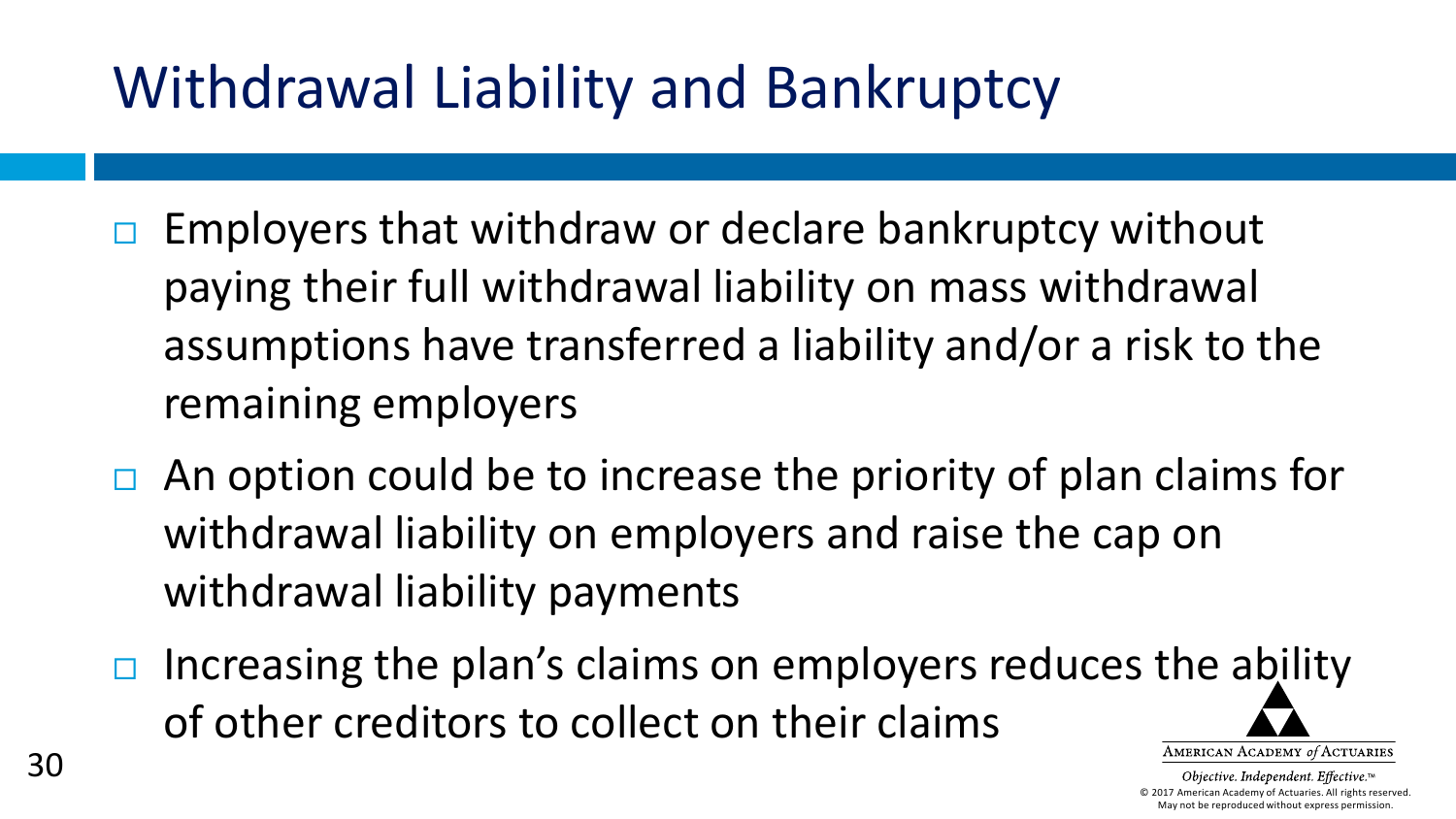# Withdrawal Liability and Bankruptcy

- Employers that withdraw or declare bankruptcy without paying their full withdrawal liability on mass withdrawal assumptions have transferred a liability and/or a risk to the remaining employers
- An option could be to increase the priority of plan claims for withdrawal liability on employers and raise the cap on withdrawal liability payments
- Increasing the plan's claims on employers reduces the ability of other creditors to collect on their claims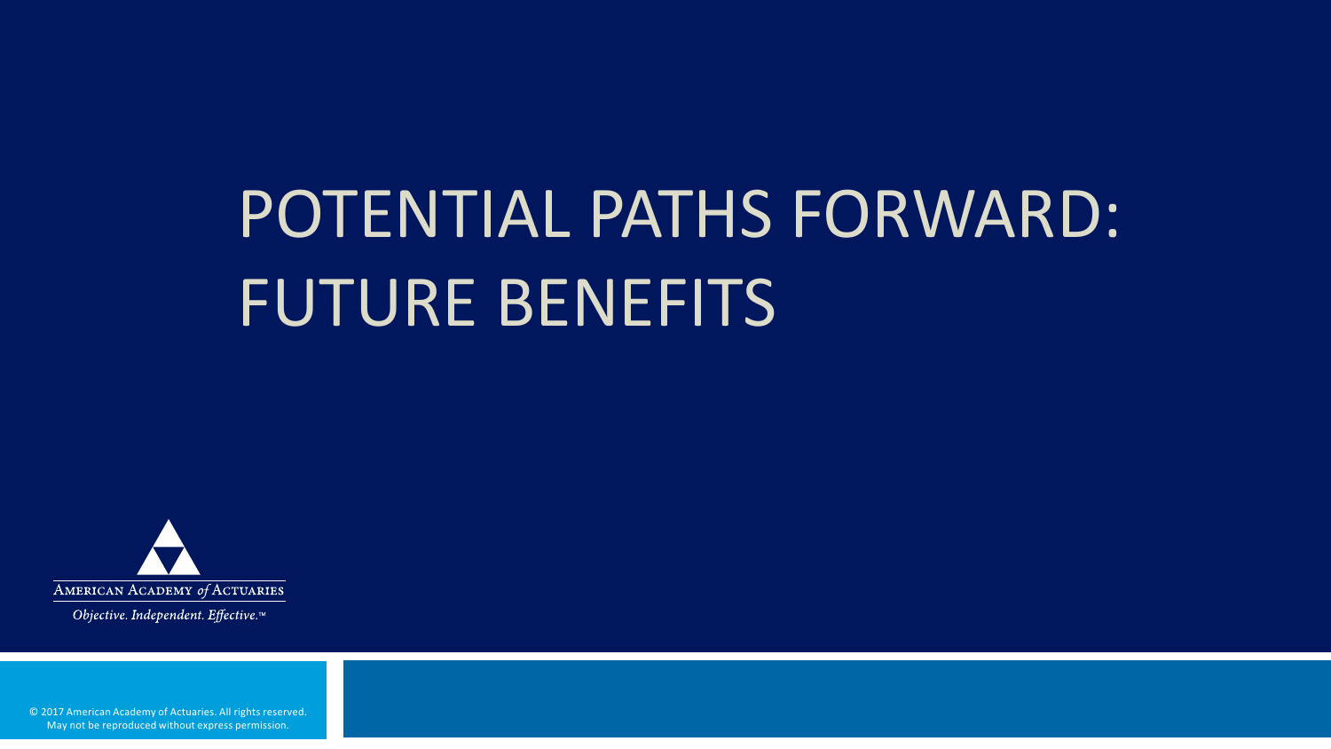# POTENTIAL PATHS FORWARD: FUTURE BENEFITS

AMERICAN ACADEMY *of* ACTUARIES

*Objective. Independent. Effective.*™

© 2017 American Academy of Actuaries. All rights reserved. May not be reproduced without express permission.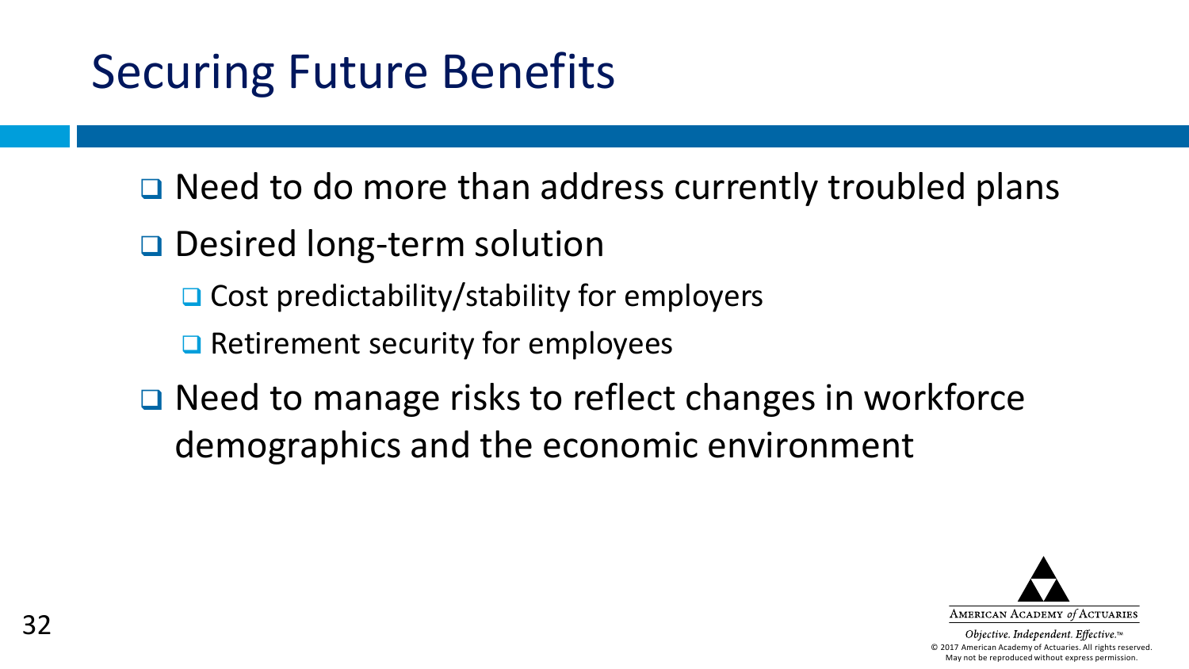# Securing Future Benefits

- Need to do more than address currently troubled plans
- Desired long-term solution
  - Cost predictability/stability for employers
  - Retirement security for employees
- Need to manage risks to reflect changes in workforce demographics and the economic environment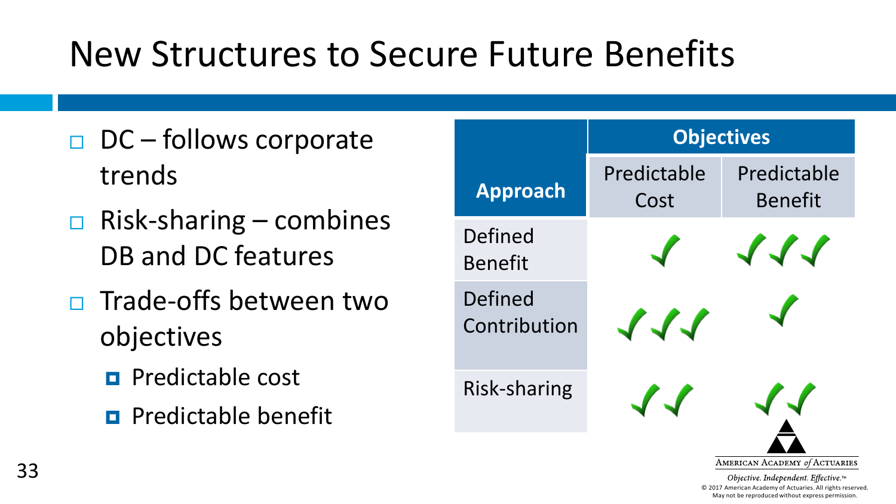# New Structures to Secure Future Benefits

- DC – follows corporate trends
- Risk-sharing – combines DB and DC features
- Trade-offs between two objectives
  - Predictable cost
  - Predictable benefit

| Approach | Objectives | |
|---|---|---|
| | Predictable Cost | Predictable Benefit |
| Defined Benefit | ✓ | ✓✓✓ |
| Defined Contribution | ✓✓✓ | ✓ |
| Risk-sharing | ✓✓ | ✓✓ |

AMERICAN ACADEMY *of* ACTUARIES

*Objective. Independent. Effective.*™

© 2017 American Academy of Actuaries. All rights reserved. May not be reproduced without express permission.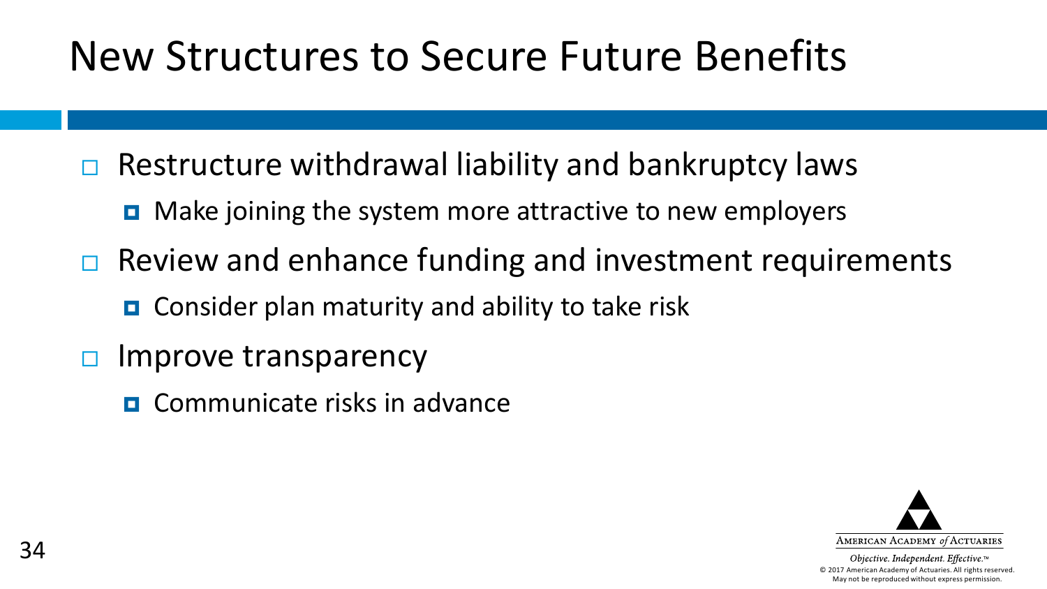# New Structures to Secure Future Benefits

- Restructure withdrawal liability and bankruptcy laws
  - Make joining the system more attractive to new employers
- Review and enhance funding and investment requirements
  - Consider plan maturity and ability to take risk
- Improve transparency
  - Communicate risks in advance

AMERICAN ACADEMY *of* ACTUARIES

*Objective. Independent. Effective.*™

© 2017 American Academy of Actuaries. All rights reserved. May not be reproduced without express permission.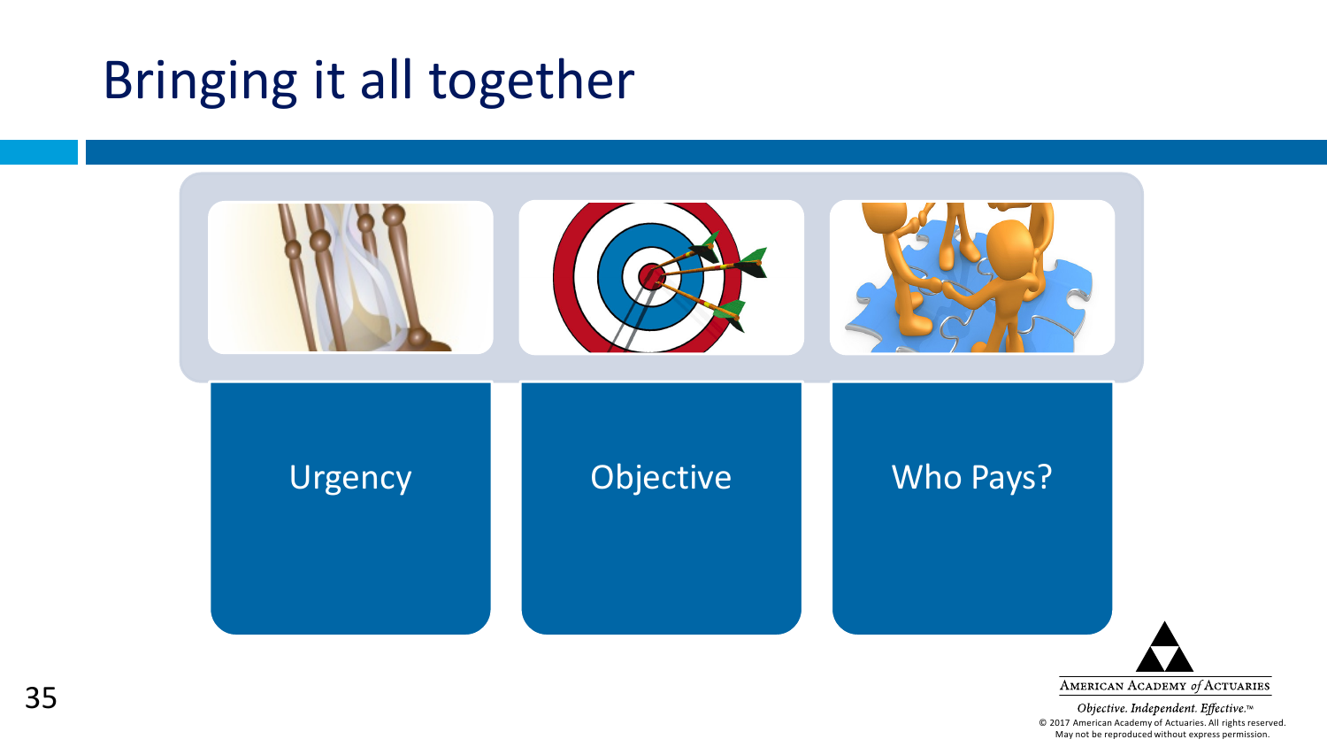# Bringing it all together

- Urgency
- Objective
- Who Pays?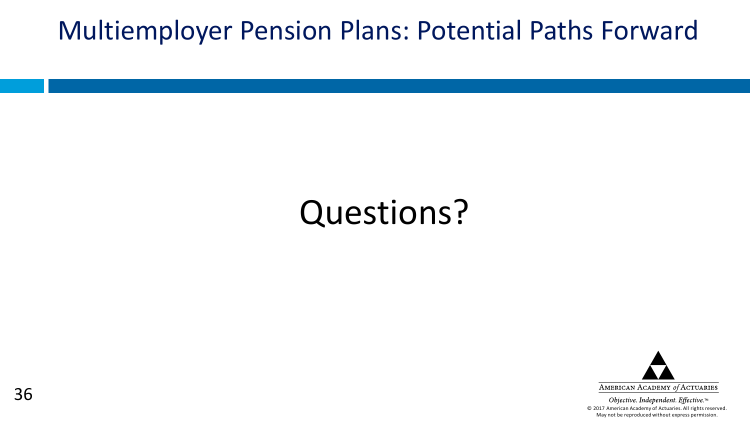# Multiemployer Pension Plans: Potential Paths Forward

Questions?

AMERICAN ACADEMY *of* ACTUARIES

*Objective. Independent. Effective.*™

© 2017 American Academy of Actuaries. All rights reserved. May not be reproduced without express permission.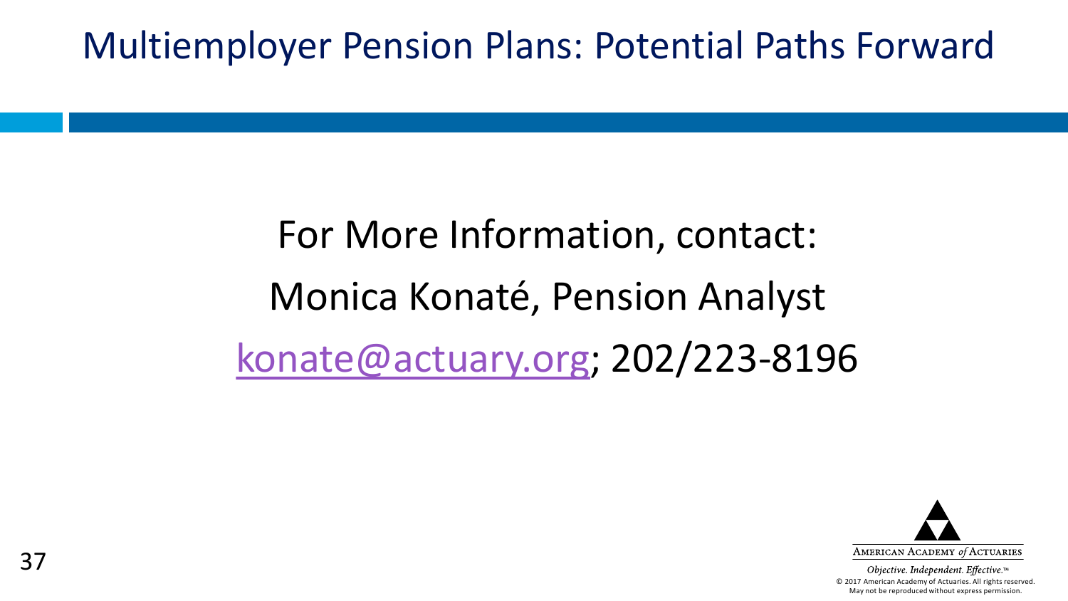# Multiemployer Pension Plans: Potential Paths Forward

For More Information, contact:

Monica Konaté, Pension Analyst

konate@actuary.org; 202/223-8196

AMERICAN ACADEMY *of* ACTUARIES

*Objective. Independent. Effective.*™

© 2017 American Academy of Actuaries. All rights reserved.
May not be reproduced without express permission.